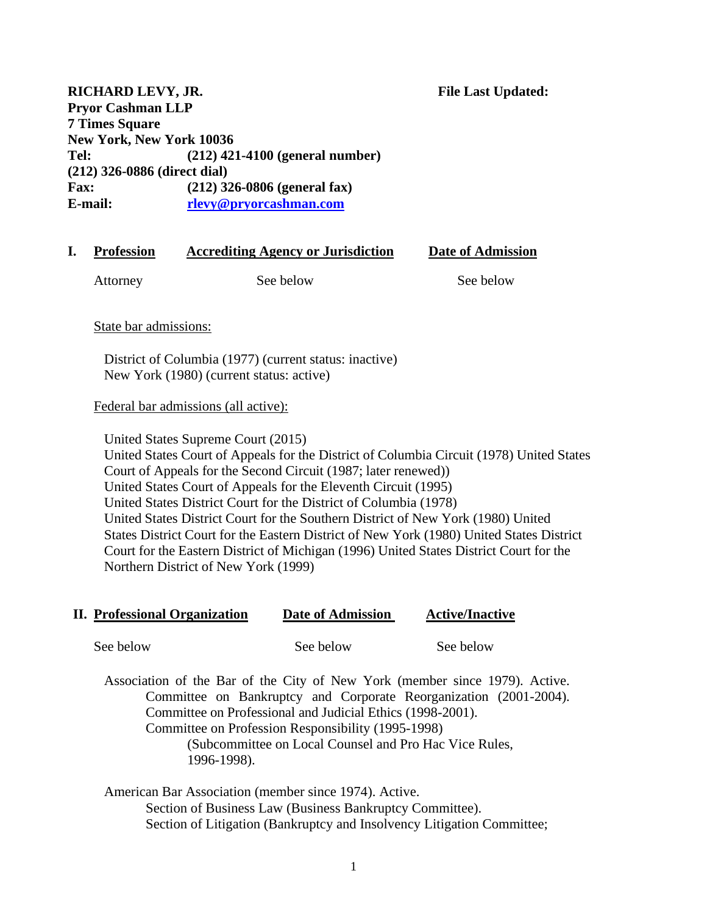**RICHARD LEVY, JR.** **File Last Updated:**
**Pryor Cashman LLP**
**7 Times Square**
**New York, New York 10036**
**Tel: (212) 421-4100 (general number)**
**(212) 326-0886 (direct dial)**
**Fax: (212) 326-0806 (general fax)**
**E-mail: [rlevy@pryorcashman.com](mailto:rlevy@pryorcashman.com)**

| **I.** | **Profession** | **Accrediting Agency or Jurisdiction** | **Date of Admission** |
|---|---|---|---|
| | Attorney | See below | See below |

State bar admissions:

District of Columbia (1977) (current status: inactive)
New York (1980) (current status: active)

Federal bar admissions (all active):

United States Supreme Court (2015)
United States Court of Appeals for the District of Columbia Circuit (1978) United States Court of Appeals for the Second Circuit (1987; later renewed))
United States Court of Appeals for the Eleventh Circuit (1995)
United States District Court for the District of Columbia (1978)
United States District Court for the Southern District of New York (1980) United States District Court for the Eastern District of New York (1980) United States District Court for the Eastern District of Michigan (1996) United States District Court for the Northern District of New York (1999)

| **II.** | **Professional Organization** | **Date of Admission** | **Active/Inactive** |
|---|---|---|---|
| | See below | See below | See below |

Association of the Bar of the City of New York (member since 1979). Active.
 Committee on Bankruptcy and Corporate Reorganization (2001-2004).
 Committee on Professional and Judicial Ethics (1998-2001).
 Committee on Profession Responsibility (1995-1998)
  (Subcommittee on Local Counsel and Pro Hac Vice Rules, 1996-1998).

American Bar Association (member since 1974). Active.
 Section of Business Law (Business Bankruptcy Committee).
 Section of Litigation (Bankruptcy and Insolvency Litigation Committee;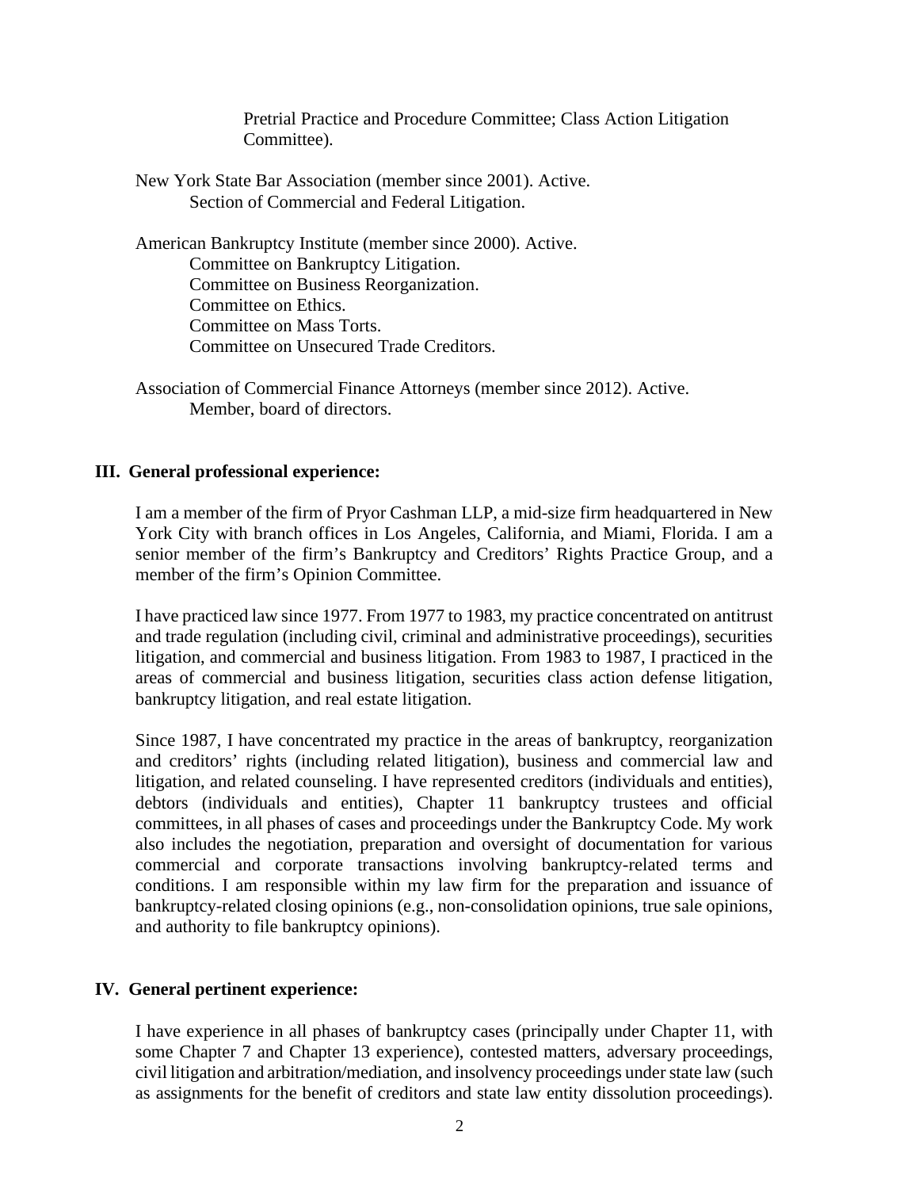Pretrial Practice and Procedure Committee; Class Action Litigation Committee).

New York State Bar Association (member since 2001). Active.
  Section of Commercial and Federal Litigation.

American Bankruptcy Institute (member since 2000). Active.
  Committee on Bankruptcy Litigation.
  Committee on Business Reorganization.
  Committee on Ethics.
  Committee on Mass Torts.
  Committee on Unsecured Trade Creditors.

Association of Commercial Finance Attorneys (member since 2012). Active.
  Member, board of directors.

## III. General professional experience:

I am a member of the firm of Pryor Cashman LLP, a mid-size firm headquartered in New York City with branch offices in Los Angeles, California, and Miami, Florida. I am a senior member of the firm's Bankruptcy and Creditors' Rights Practice Group, and a member of the firm's Opinion Committee.

I have practiced law since 1977. From 1977 to 1983, my practice concentrated on antitrust and trade regulation (including civil, criminal and administrative proceedings), securities litigation, and commercial and business litigation. From 1983 to 1987, I practiced in the areas of commercial and business litigation, securities class action defense litigation, bankruptcy litigation, and real estate litigation.

Since 1987, I have concentrated my practice in the areas of bankruptcy, reorganization and creditors' rights (including related litigation), business and commercial law and litigation, and related counseling. I have represented creditors (individuals and entities), debtors (individuals and entities), Chapter 11 bankruptcy trustees and official committees, in all phases of cases and proceedings under the Bankruptcy Code. My work also includes the negotiation, preparation and oversight of documentation for various commercial and corporate transactions involving bankruptcy-related terms and conditions. I am responsible within my law firm for the preparation and issuance of bankruptcy-related closing opinions (e.g., non-consolidation opinions, true sale opinions, and authority to file bankruptcy opinions).

## IV. General pertinent experience:

I have experience in all phases of bankruptcy cases (principally under Chapter 11, with some Chapter 7 and Chapter 13 experience), contested matters, adversary proceedings, civil litigation and arbitration/mediation, and insolvency proceedings under state law (such as assignments for the benefit of creditors and state law entity dissolution proceedings).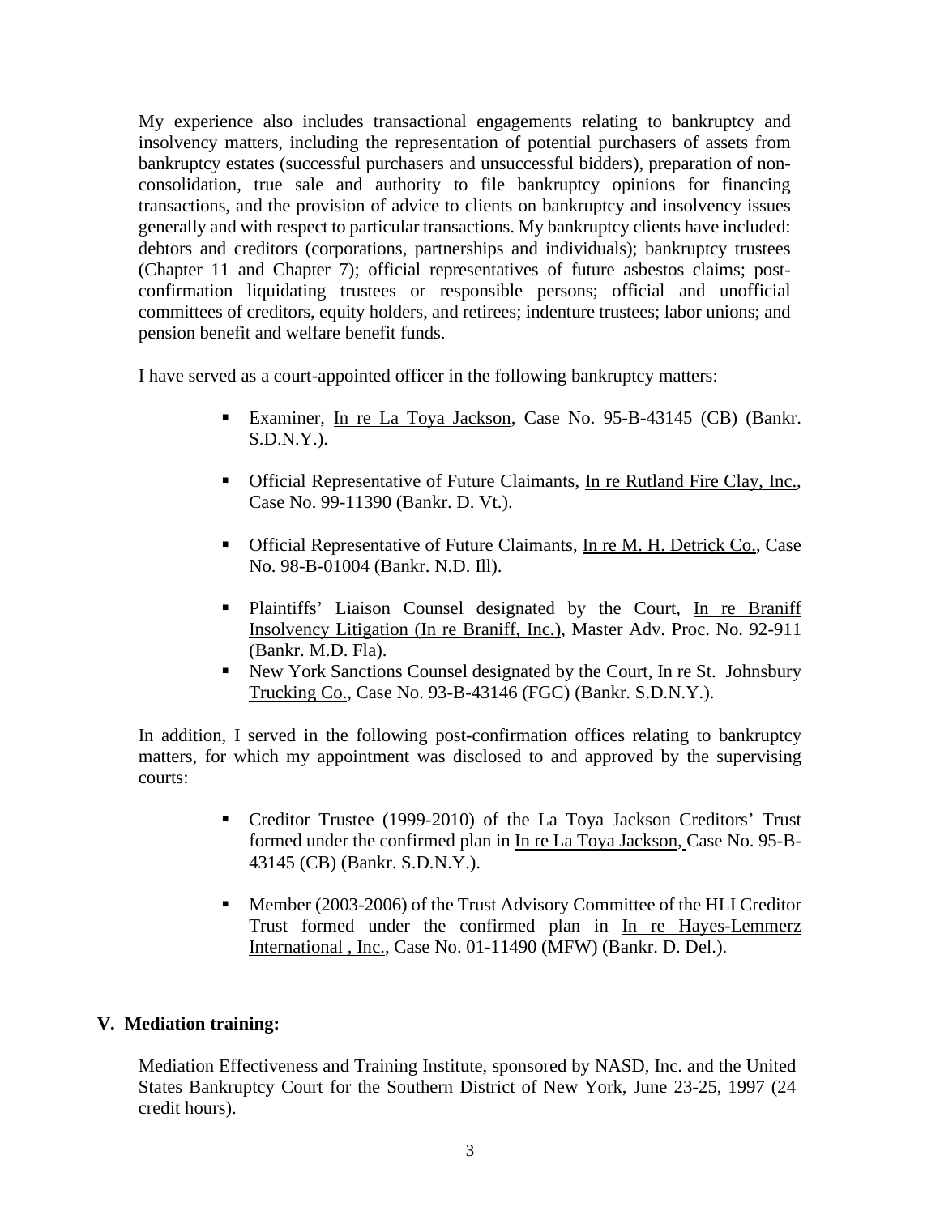My experience also includes transactional engagements relating to bankruptcy and insolvency matters, including the representation of potential purchasers of assets from bankruptcy estates (successful purchasers and unsuccessful bidders), preparation of non-consolidation, true sale and authority to file bankruptcy opinions for financing transactions, and the provision of advice to clients on bankruptcy and insolvency issues generally and with respect to particular transactions. My bankruptcy clients have included: debtors and creditors (corporations, partnerships and individuals); bankruptcy trustees (Chapter 11 and Chapter 7); official representatives of future asbestos claims; post-confirmation liquidating trustees or responsible persons; official and unofficial committees of creditors, equity holders, and retirees; indenture trustees; labor unions; and pension benefit and welfare benefit funds.

I have served as a court-appointed officer in the following bankruptcy matters:

- Examiner, In re La Toya Jackson, Case No. 95-B-43145 (CB) (Bankr. S.D.N.Y.).
- Official Representative of Future Claimants, In re Rutland Fire Clay, Inc., Case No. 99-11390 (Bankr. D. Vt.).
- Official Representative of Future Claimants, In re M. H. Detrick Co., Case No. 98-B-01004 (Bankr. N.D. Ill).
- Plaintiffs' Liaison Counsel designated by the Court, In re Braniff Insolvency Litigation (In re Braniff, Inc.), Master Adv. Proc. No. 92-911 (Bankr. M.D. Fla).
- New York Sanctions Counsel designated by the Court, In re St. Johnsbury Trucking Co., Case No. 93-B-43146 (FGC) (Bankr. S.D.N.Y.).

In addition, I served in the following post-confirmation offices relating to bankruptcy matters, for which my appointment was disclosed to and approved by the supervising courts:

- Creditor Trustee (1999-2010) of the La Toya Jackson Creditors' Trust formed under the confirmed plan in In re La Toya Jackson, Case No. 95-B-43145 (CB) (Bankr. S.D.N.Y.).
- Member (2003-2006) of the Trust Advisory Committee of the HLI Creditor Trust formed under the confirmed plan in In re Hayes-Lemmerz International , Inc., Case No. 01-11490 (MFW) (Bankr. D. Del.).

## V. Mediation training:

Mediation Effectiveness and Training Institute, sponsored by NASD, Inc. and the United States Bankruptcy Court for the Southern District of New York, June 23-25, 1997 (24 credit hours).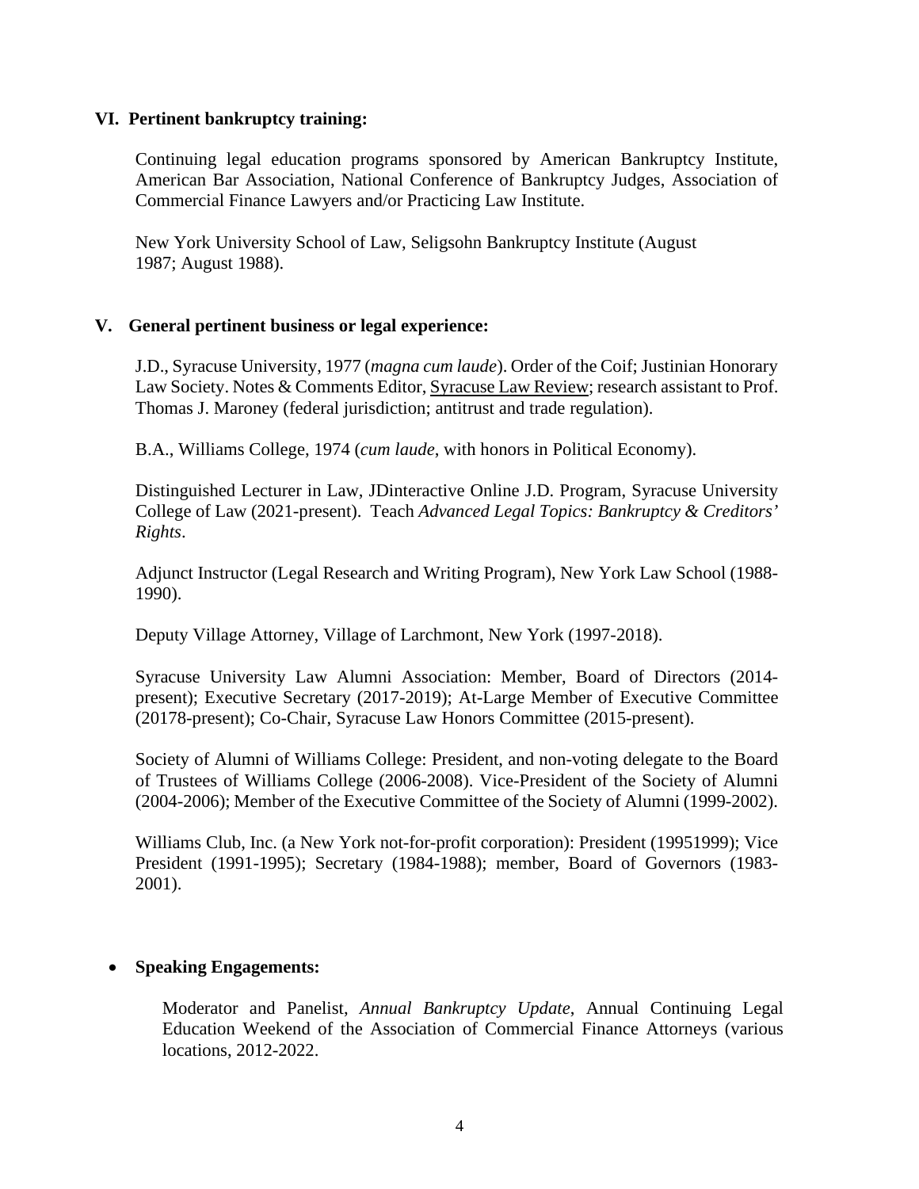### VI. Pertinent bankruptcy training:

Continuing legal education programs sponsored by American Bankruptcy Institute, American Bar Association, National Conference of Bankruptcy Judges, Association of Commercial Finance Lawyers and/or Practicing Law Institute.

New York University School of Law, Seligsohn Bankruptcy Institute (August 1987; August 1988).

### V. General pertinent business or legal experience:

J.D., Syracuse University, 1977 (*magna cum laude*). Order of the Coif; Justinian Honorary Law Society. Notes & Comments Editor, Syracuse Law Review; research assistant to Prof. Thomas J. Maroney (federal jurisdiction; antitrust and trade regulation).

B.A., Williams College, 1974 (*cum laude*, with honors in Political Economy).

Distinguished Lecturer in Law, JDinteractive Online J.D. Program, Syracuse University College of Law (2021-present). Teach *Advanced Legal Topics: Bankruptcy & Creditors' Rights*.

Adjunct Instructor (Legal Research and Writing Program), New York Law School (1988-1990).

Deputy Village Attorney, Village of Larchmont, New York (1997-2018).

Syracuse University Law Alumni Association: Member, Board of Directors (2014-present); Executive Secretary (2017-2019); At-Large Member of Executive Committee (20178-present); Co-Chair, Syracuse Law Honors Committee (2015-present).

Society of Alumni of Williams College: President, and non-voting delegate to the Board of Trustees of Williams College (2006-2008). Vice-President of the Society of Alumni (2004-2006); Member of the Executive Committee of the Society of Alumni (1999-2002).

Williams Club, Inc. (a New York not-for-profit corporation): President (19951999); Vice President (1991-1995); Secretary (1984-1988); member, Board of Governors (1983-2001).

- **Speaking Engagements:**

Moderator and Panelist, *Annual Bankruptcy Update*, Annual Continuing Legal Education Weekend of the Association of Commercial Finance Attorneys (various locations, 2012-2022.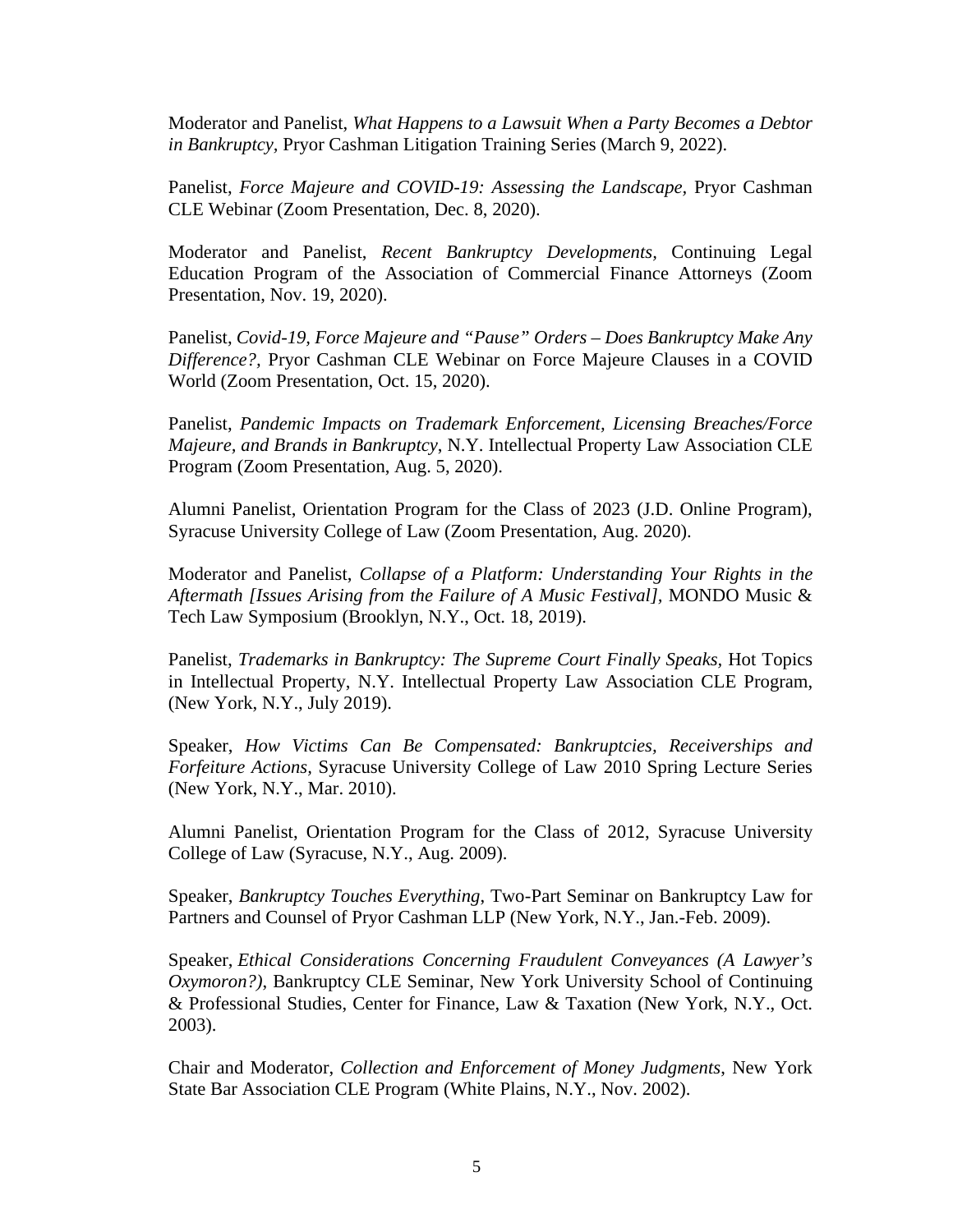Moderator and Panelist, *What Happens to a Lawsuit When a Party Becomes a Debtor in Bankruptcy,* Pryor Cashman Litigation Training Series (March 9, 2022).

Panelist, *Force Majeure and COVID-19: Assessing the Landscape*, Pryor Cashman CLE Webinar (Zoom Presentation, Dec. 8, 2020).

Moderator and Panelist, *Recent Bankruptcy Developments,* Continuing Legal Education Program of the Association of Commercial Finance Attorneys (Zoom Presentation, Nov. 19, 2020).

Panelist, *Covid-19, Force Majeure and "Pause" Orders – Does Bankruptcy Make Any Difference?,* Pryor Cashman CLE Webinar on Force Majeure Clauses in a COVID World (Zoom Presentation, Oct. 15, 2020).

Panelist, *Pandemic Impacts on Trademark Enforcement, Licensing Breaches/Force Majeure, and Brands in Bankruptcy*, N.Y. Intellectual Property Law Association CLE Program (Zoom Presentation, Aug. 5, 2020).

Alumni Panelist, Orientation Program for the Class of 2023 (J.D. Online Program), Syracuse University College of Law (Zoom Presentation, Aug. 2020).

Moderator and Panelist, *Collapse of a Platform: Understanding Your Rights in the Aftermath [Issues Arising from the Failure of A Music Festival],* MONDO Music & Tech Law Symposium (Brooklyn, N.Y., Oct. 18, 2019).

Panelist, *Trademarks in Bankruptcy: The Supreme Court Finally Speaks,* Hot Topics in Intellectual Property, N.Y. Intellectual Property Law Association CLE Program, (New York, N.Y., July 2019).

Speaker, *How Victims Can Be Compensated: Bankruptcies, Receiverships and Forfeiture Actions,* Syracuse University College of Law 2010 Spring Lecture Series (New York, N.Y., Mar. 2010).

Alumni Panelist, Orientation Program for the Class of 2012, Syracuse University College of Law (Syracuse, N.Y., Aug. 2009).

Speaker, *Bankruptcy Touches Everything,* Two-Part Seminar on Bankruptcy Law for Partners and Counsel of Pryor Cashman LLP (New York, N.Y., Jan.-Feb. 2009).

Speaker, *Ethical Considerations Concerning Fraudulent Conveyances (A Lawyer's Oxymoron?),* Bankruptcy CLE Seminar, New York University School of Continuing & Professional Studies, Center for Finance, Law & Taxation (New York, N.Y., Oct. 2003).

Chair and Moderator, *Collection and Enforcement of Money Judgments*, New York State Bar Association CLE Program (White Plains, N.Y., Nov. 2002).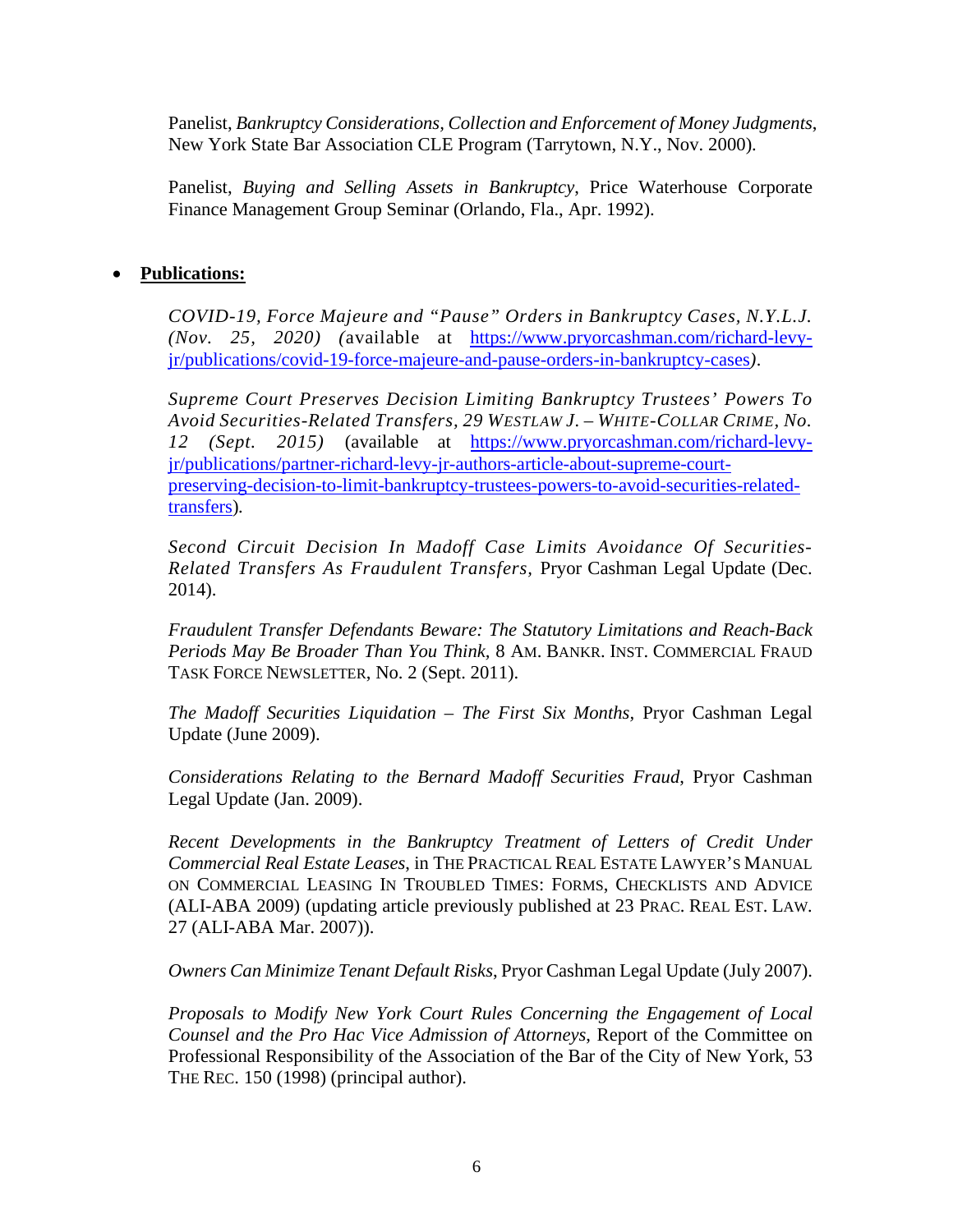Panelist, *Bankruptcy Considerations, Collection and Enforcement of Money Judgments*, New York State Bar Association CLE Program (Tarrytown, N.Y., Nov. 2000).

Panelist, *Buying and Selling Assets in Bankruptcy*, Price Waterhouse Corporate Finance Management Group Seminar (Orlando, Fla., Apr. 1992).

- **Publications:**

*COVID-19, Force Majeure and "Pause" Orders in Bankruptcy Cases, N.Y.L.J. (Nov. 25, 2020) (*available at [https://www.pryorcashman.com/richard-levy-jr/publications/covid-19-force-majeure-and-pause-orders-in-bankruptcy-cases](https://www.pryorcashman.com/richard-levy-jr/publications/covid-19-force-majeure-and-pause-orders-in-bankruptcy-cases)*).*

*Supreme Court Preserves Decision Limiting Bankruptcy Trustees' Powers To Avoid Securities-Related Transfers, 29 WESTLAW J. – WHITE-COLLAR CRIME, No. 12 (Sept. 2015)* (available at [https://www.pryorcashman.com/richard-levy-jr/publications/partner-richard-levy-jr-authors-article-about-supreme-court-preserving-decision-to-limit-bankruptcy-trustees-powers-to-avoid-securities-related-transfers](https://www.pryorcashman.com/richard-levy-jr/publications/partner-richard-levy-jr-authors-article-about-supreme-court-preserving-decision-to-limit-bankruptcy-trustees-powers-to-avoid-securities-related-transfers)).

*Second Circuit Decision In Madoff Case Limits Avoidance Of Securities-Related Transfers As Fraudulent Transfers*, Pryor Cashman Legal Update (Dec. 2014).

*Fraudulent Transfer Defendants Beware: The Statutory Limitations and Reach-Back Periods May Be Broader Than You Think*, 8 AM. BANKR. INST. COMMERCIAL FRAUD TASK FORCE NEWSLETTER, No. 2 (Sept. 2011).

*The Madoff Securities Liquidation – The First Six Months*, Pryor Cashman Legal Update (June 2009).

*Considerations Relating to the Bernard Madoff Securities Fraud*, Pryor Cashman Legal Update (Jan. 2009).

*Recent Developments in the Bankruptcy Treatment of Letters of Credit Under Commercial Real Estate Leases*, in THE PRACTICAL REAL ESTATE LAWYER'S MANUAL ON COMMERCIAL LEASING IN TROUBLED TIMES: FORMS, CHECKLISTS AND ADVICE (ALI-ABA 2009) (updating article previously published at 23 PRAC. REAL EST. LAW. 27 (ALI-ABA Mar. 2007)).

*Owners Can Minimize Tenant Default Risks*, Pryor Cashman Legal Update (July 2007).

*Proposals to Modify New York Court Rules Concerning the Engagement of Local Counsel and the Pro Hac Vice Admission of Attorneys*, Report of the Committee on Professional Responsibility of the Association of the Bar of the City of New York, 53 THE REC. 150 (1998) (principal author).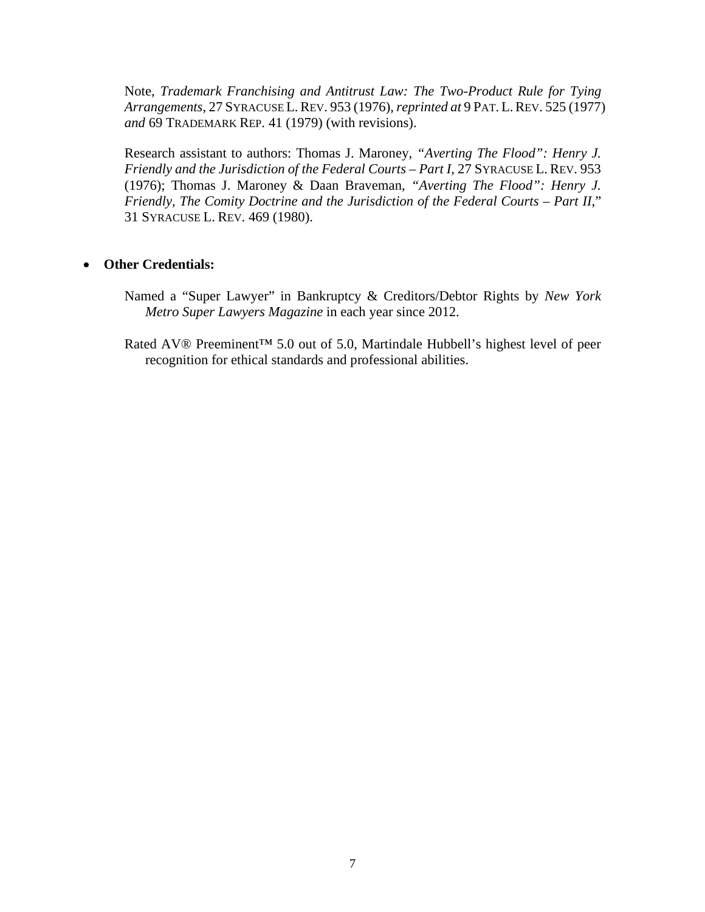Note, *Trademark Franchising and Antitrust Law: The Two-Product Rule for Tying Arrangements*, 27 SYRACUSE L. REV. 953 (1976), *reprinted at* 9 PAT. L. REV. 525 (1977) *and* 69 TRADEMARK REP. 41 (1979) (with revisions).

Research assistant to authors: Thomas J. Maroney, *"Averting The Flood": Henry J. Friendly and the Jurisdiction of the Federal Courts – Part I*, 27 SYRACUSE L. REV. 953 (1976); Thomas J. Maroney & Daan Braveman, *"Averting The Flood": Henry J. Friendly, The Comity Doctrine and the Jurisdiction of the Federal Courts – Part II*," 31 SYRACUSE L. REV. 469 (1980).

- **Other Credentials:**

  Named a "Super Lawyer" in Bankruptcy & Creditors/Debtor Rights by *New York Metro Super Lawyers Magazine* in each year since 2012.

  Rated AV® Preeminent™ 5.0 out of 5.0, Martindale Hubbell's highest level of peer recognition for ethical standards and professional abilities.